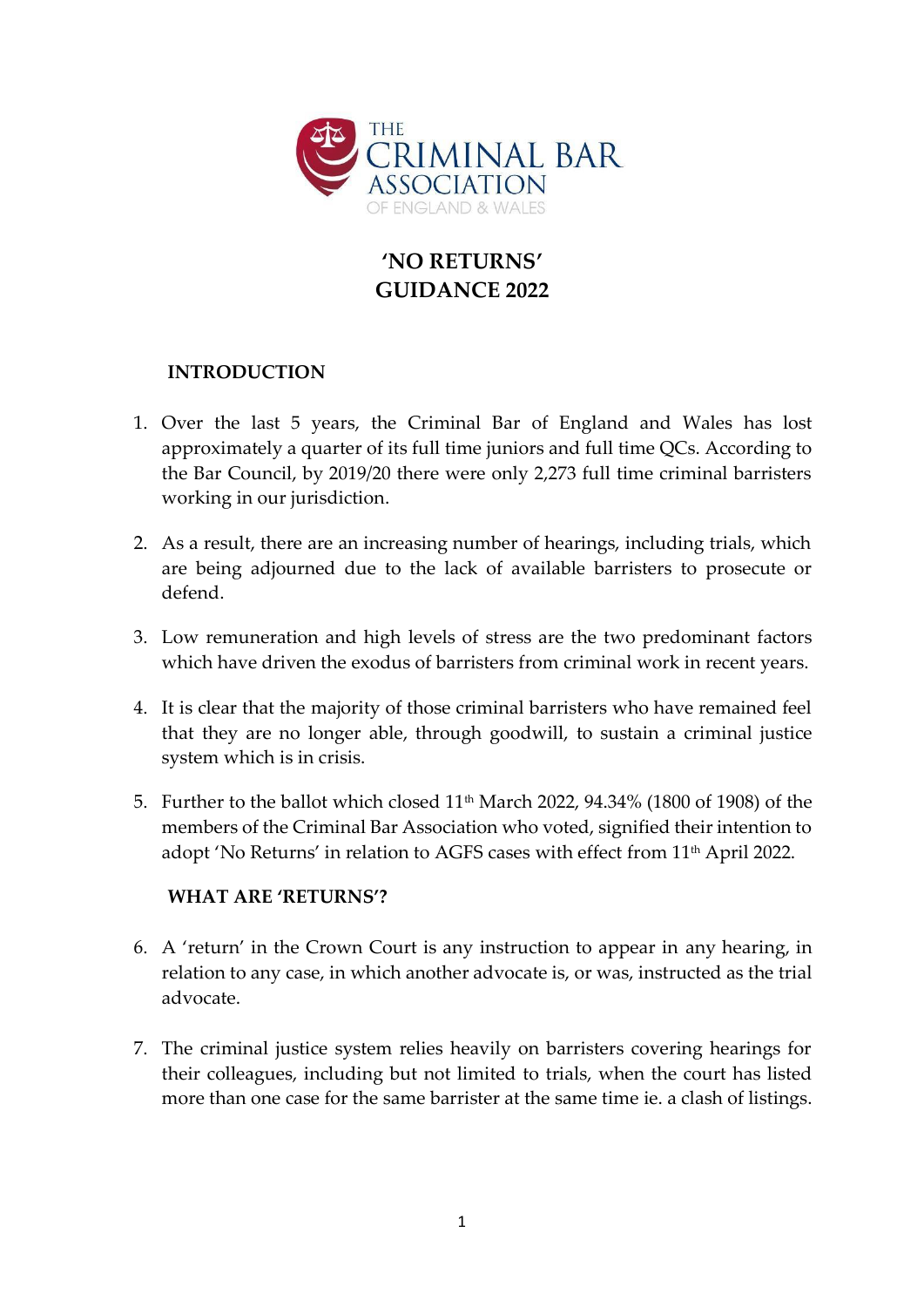THE CRIMINAL BAR ASSOCIATION OF ENGLAND & WALES

# 'NO RETURNS' GUIDANCE 2022

## INTRODUCTION

1. Over the last 5 years, the Criminal Bar of England and Wales has lost approximately a quarter of its full time juniors and full time QCs. According to the Bar Council, by 2019/20 there were only 2,273 full time criminal barristers working in our jurisdiction.

2. As a result, there are an increasing number of hearings, including trials, which are being adjourned due to the lack of available barristers to prosecute or defend.

3. Low remuneration and high levels of stress are the two predominant factors which have driven the exodus of barristers from criminal work in recent years.

4. It is clear that the majority of those criminal barristers who have remained feel that they are no longer able, through goodwill, to sustain a criminal justice system which is in crisis.

5. Further to the ballot which closed 11th March 2022, 94.34% (1800 of 1908) of the members of the Criminal Bar Association who voted, signified their intention to adopt 'No Returns' in relation to AGFS cases with effect from 11th April 2022.

## WHAT ARE 'RETURNS'?

6. A 'return' in the Crown Court is any instruction to appear in any hearing, in relation to any case, in which another advocate is, or was, instructed as the trial advocate.

7. The criminal justice system relies heavily on barristers covering hearings for their colleagues, including but not limited to trials, when the court has listed more than one case for the same barrister at the same time ie. a clash of listings.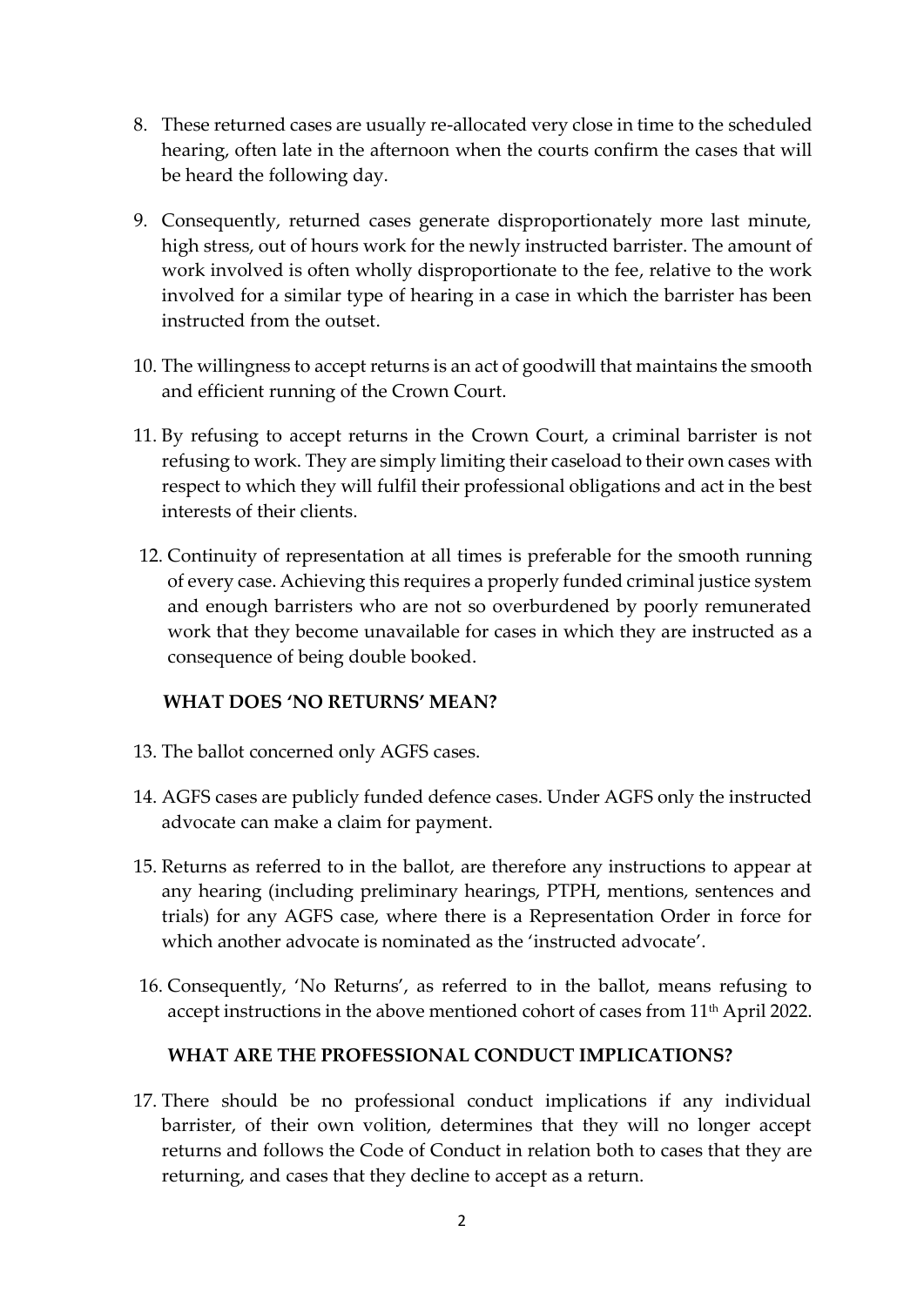8. These returned cases are usually re-allocated very close in time to the scheduled hearing, often late in the afternoon when the courts confirm the cases that will be heard the following day.

9. Consequently, returned cases generate disproportionately more last minute, high stress, out of hours work for the newly instructed barrister. The amount of work involved is often wholly disproportionate to the fee, relative to the work involved for a similar type of hearing in a case in which the barrister has been instructed from the outset.

10. The willingness to accept returns is an act of goodwill that maintains the smooth and efficient running of the Crown Court.

11. By refusing to accept returns in the Crown Court, a criminal barrister is not refusing to work. They are simply limiting their caseload to their own cases with respect to which they will fulfil their professional obligations and act in the best interests of their clients.

12. Continuity of representation at all times is preferable for the smooth running of every case. Achieving this requires a properly funded criminal justice system and enough barristers who are not so overburdened by poorly remunerated work that they become unavailable for cases in which they are instructed as a consequence of being double booked.

## WHAT DOES 'NO RETURNS' MEAN?

13. The ballot concerned only AGFS cases.

14. AGFS cases are publicly funded defence cases. Under AGFS only the instructed advocate can make a claim for payment.

15. Returns as referred to in the ballot, are therefore any instructions to appear at any hearing (including preliminary hearings, PTPH, mentions, sentences and trials) for any AGFS case, where there is a Representation Order in force for which another advocate is nominated as the 'instructed advocate'.

16. Consequently, 'No Returns', as referred to in the ballot, means refusing to accept instructions in the above mentioned cohort of cases from 11th April 2022.

## WHAT ARE THE PROFESSIONAL CONDUCT IMPLICATIONS?

17. There should be no professional conduct implications if any individual barrister, of their own volition, determines that they will no longer accept returns and follows the Code of Conduct in relation both to cases that they are returning, and cases that they decline to accept as a return.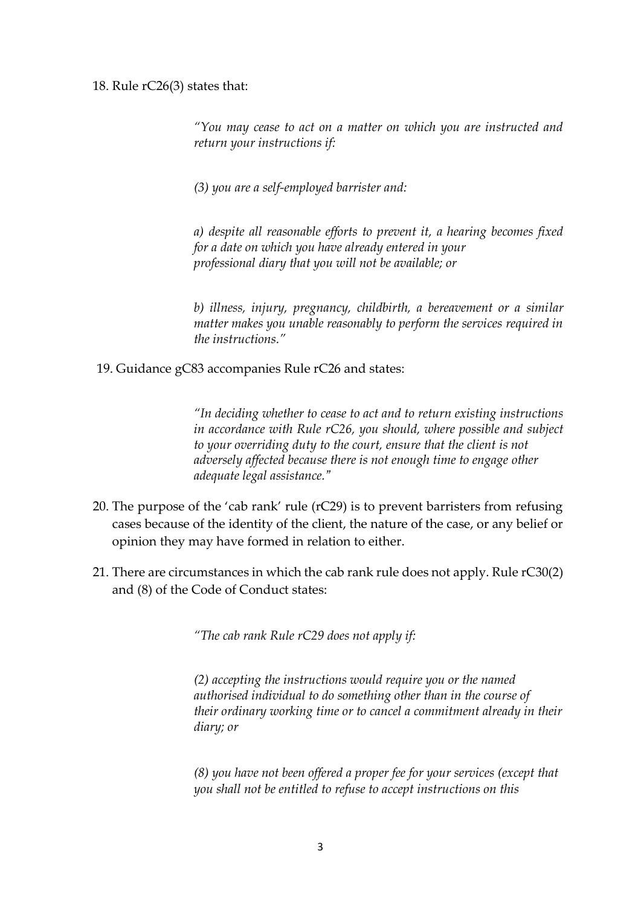18. Rule rC26(3) states that:

> *"You may cease to act on a matter on which you are instructed and return your instructions if:*
>
> *(3) you are a self-employed barrister and:*
>
> *a) despite all reasonable efforts to prevent it, a hearing becomes fixed for a date on which you have already entered in your professional diary that you will not be available; or*
>
> *b) illness, injury, pregnancy, childbirth, a bereavement or a similar matter makes you unable reasonably to perform the services required in the instructions."*

19. Guidance gC83 accompanies Rule rC26 and states:

> *"In deciding whether to cease to act and to return existing instructions in accordance with Rule rC26, you should, where possible and subject to your overriding duty to the court, ensure that the client is not adversely affected because there is not enough time to engage other adequate legal assistance."*

20. The purpose of the 'cab rank' rule (rC29) is to prevent barristers from refusing cases because of the identity of the client, the nature of the case, or any belief or opinion they may have formed in relation to either.

21. There are circumstances in which the cab rank rule does not apply. Rule rC30(2) and (8) of the Code of Conduct states:

> *"The cab rank Rule rC29 does not apply if:*
>
> *(2) accepting the instructions would require you or the named authorised individual to do something other than in the course of their ordinary working time or to cancel a commitment already in their diary; or*
>
> *(8) you have not been offered a proper fee for your services (except that you shall not be entitled to refuse to accept instructions on this*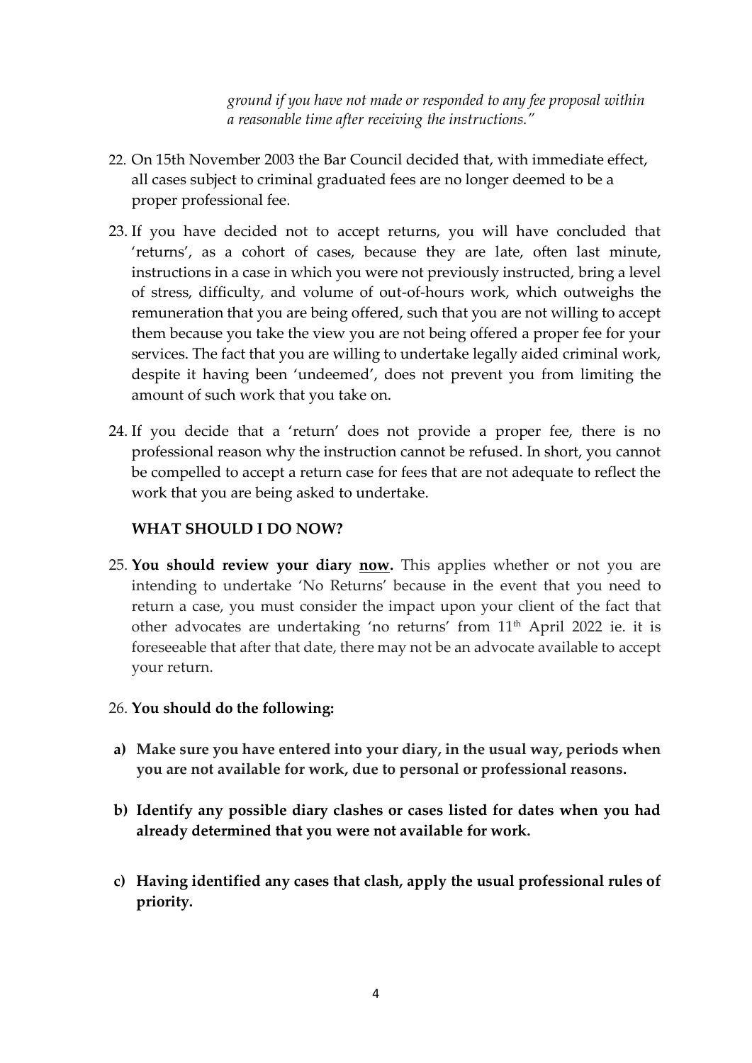*ground if you have not made or responded to any fee proposal within a reasonable time after receiving the instructions."*

22. On 15th November 2003 the Bar Council decided that, with immediate effect, all cases subject to criminal graduated fees are no longer deemed to be a proper professional fee.

23. If you have decided not to accept returns, you will have concluded that 'returns', as a cohort of cases, because they are late, often last minute, instructions in a case in which you were not previously instructed, bring a level of stress, difficulty, and volume of out-of-hours work, which outweighs the remuneration that you are being offered, such that you are not willing to accept them because you take the view you are not being offered a proper fee for your services. The fact that you are willing to undertake legally aided criminal work, despite it having been 'undeemed', does not prevent you from limiting the amount of such work that you take on.

24. If you decide that a 'return' does not provide a proper fee, there is no professional reason why the instruction cannot be refused. In short, you cannot be compelled to accept a return case for fees that are not adequate to reflect the work that you are being asked to undertake.

### WHAT SHOULD I DO NOW?

25. **You should review your diary <u>now</u>.** This applies whether or not you are intending to undertake 'No Returns' because in the event that you need to return a case, you must consider the impact upon your client of the fact that other advocates are undertaking 'no returns' from 11th April 2022 ie. it is foreseeable that after that date, there may not be an advocate available to accept your return.

26. **You should do the following:**

   a) **Make sure you have entered into your diary, in the usual way, periods when you are not available for work, due to personal or professional reasons.**

   b) **Identify any possible diary clashes or cases listed for dates when you had already determined that you were not available for work.**

   c) **Having identified any cases that clash, apply the usual professional rules of priority.**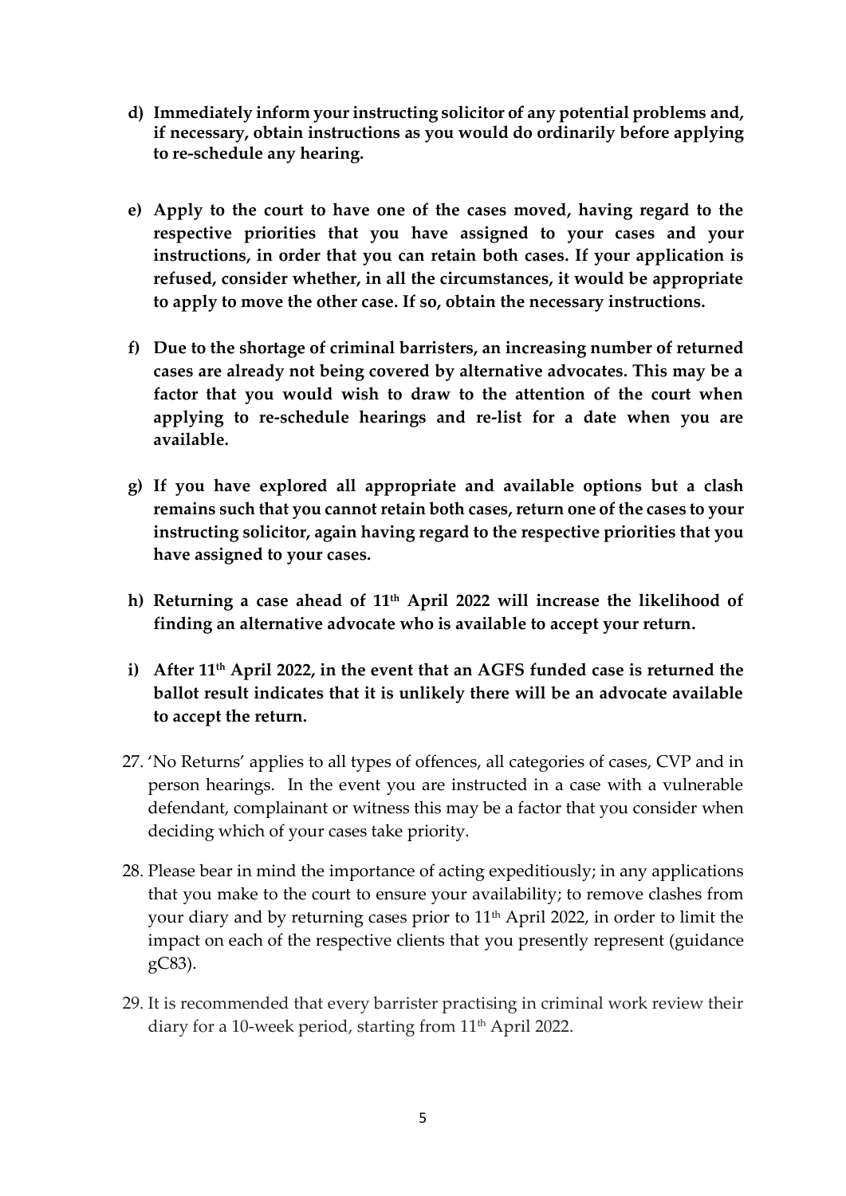d) **Immediately inform your instructing solicitor of any potential problems and, if necessary, obtain instructions as you would do ordinarily before applying to re-schedule any hearing.**

e) **Apply to the court to have one of the cases moved, having regard to the respective priorities that you have assigned to your cases and your instructions, in order that you can retain both cases. If your application is refused, consider whether, in all the circumstances, it would be appropriate to apply to move the other case. If so, obtain the necessary instructions.**

f) **Due to the shortage of criminal barristers, an increasing number of returned cases are already not being covered by alternative advocates. This may be a factor that you would wish to draw to the attention of the court when applying to re-schedule hearings and re-list for a date when you are available.**

g) **If you have explored all appropriate and available options but a clash remains such that you cannot retain both cases, return one of the cases to your instructing solicitor, again having regard to the respective priorities that you have assigned to your cases.**

h) **Returning a case ahead of 11th April 2022 will increase the likelihood of finding an alternative advocate who is available to accept your return.**

i) **After 11th April 2022, in the event that an AGFS funded case is returned the ballot result indicates that it is unlikely there will be an advocate available to accept the return.**

27. 'No Returns' applies to all types of offences, all categories of cases, CVP and in person hearings. In the event you are instructed in a case with a vulnerable defendant, complainant or witness this may be a factor that you consider when deciding which of your cases take priority.

28. Please bear in mind the importance of acting expeditiously; in any applications that you make to the court to ensure your availability; to remove clashes from your diary and by returning cases prior to 11th April 2022, in order to limit the impact on each of the respective clients that you presently represent (guidance gC83).

29. It is recommended that every barrister practising in criminal work review their diary for a 10-week period, starting from 11th April 2022.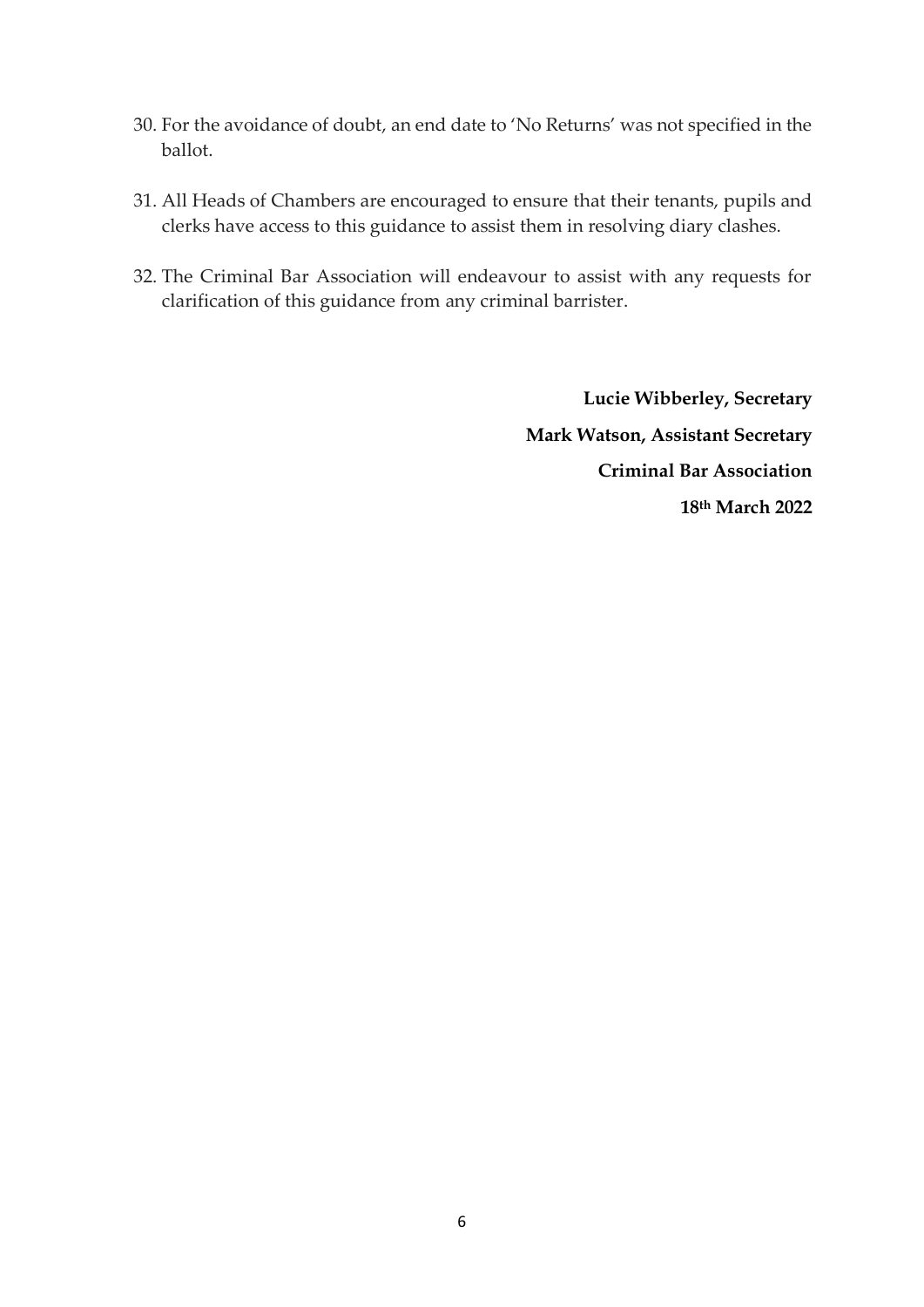30. For the avoidance of doubt, an end date to 'No Returns' was not specified in the ballot.

31. All Heads of Chambers are encouraged to ensure that their tenants, pupils and clerks have access to this guidance to assist them in resolving diary clashes.

32. The Criminal Bar Association will endeavour to assist with any requests for clarification of this guidance from any criminal barrister.

**Lucie Wibberley, Secretary**

**Mark Watson, Assistant Secretary**

**Criminal Bar Association**

**18th March 2022**